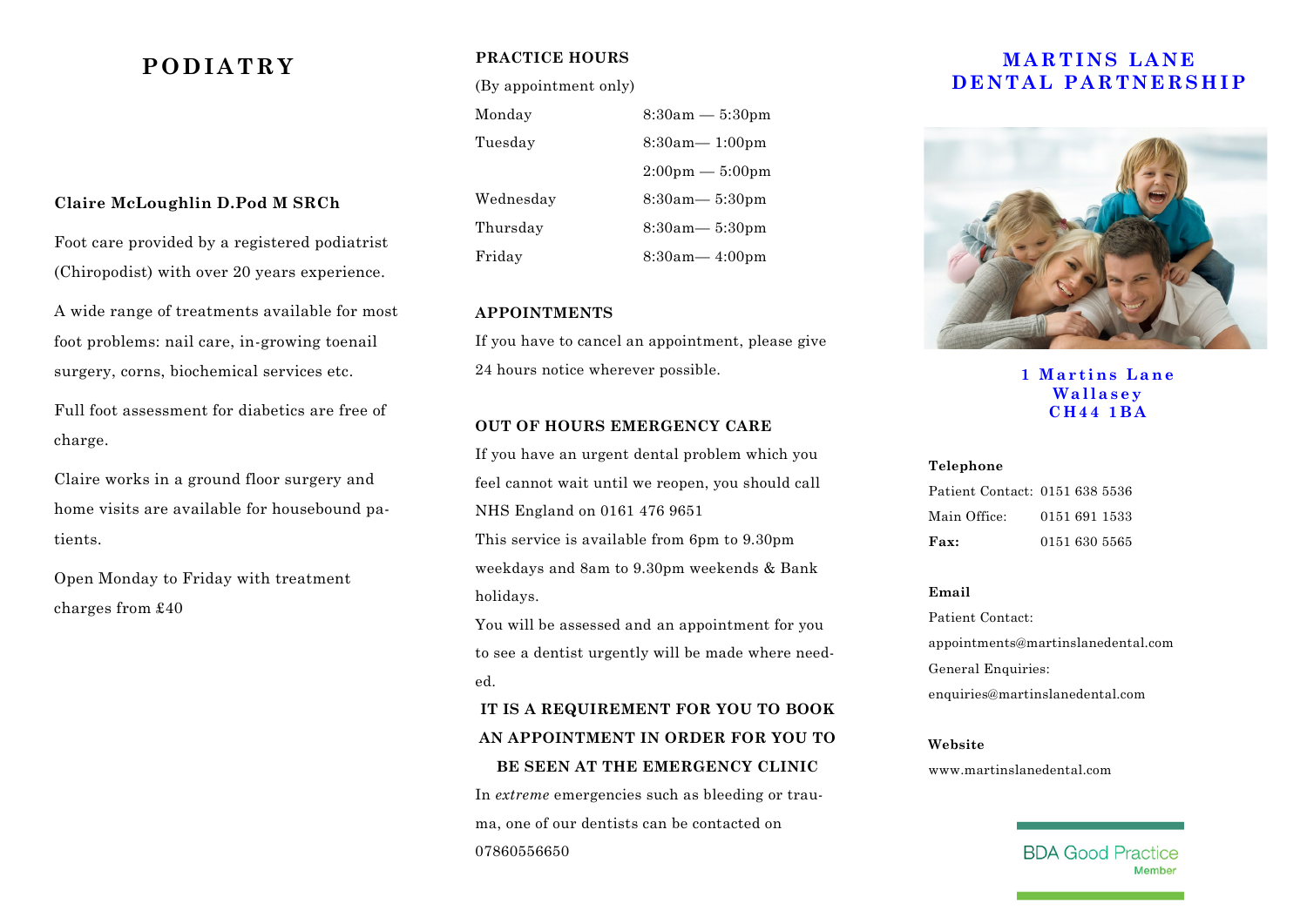# PODIATRY

**Claire McLoughlin D.Pod M SRCh**

Foot care provided by a registered podiatrist (Chiropodist) with over 20 years experience.

A wide range of treatments available for most foot problems: nail care, in-growing toenail surgery, corns, biochemical services etc.

Full foot assessment for diabetics are free of charge.

Claire works in a ground floor surgery and home visits are available for housebound patients.

Open Monday to Friday with treatment charges from £40

## PRACTICE HOURS

(By appointment only)

| | |
|---|---|
| Monday | 8:30am — 5:30pm |
| Tuesday | 8:30am— 1:00pm |
| | 2:00pm — 5:00pm |
| Wednesday | 8:30am— 5:30pm |
| Thursday | 8:30am— 5:30pm |
| Friday | 8:30am— 4:00pm |

## APPOINTMENTS

If you have to cancel an appointment, please give 24 hours notice wherever possible.

## OUT OF HOURS EMERGENCY CARE

If you have an urgent dental problem which you feel cannot wait until we reopen, you should call NHS England on 0161 476 9651

This service is available from 6pm to 9.30pm weekdays and 8am to 9.30pm weekends & Bank holidays.

You will be assessed and an appointment for you to see a dentist urgently will be made where needed.

**IT IS A REQUIREMENT FOR YOU TO BOOK AN APPOINTMENT IN ORDER FOR YOU TO BE SEEN AT THE EMERGENCY CLINIC**

In *extreme* emergencies such as bleeding or trauma, one of our dentists can be contacted on 07860556650

# MARTINS LANE DENTAL PARTNERSHIP

**1 Martins Lane**
**Wallasey**
**CH44 1BA**

**Telephone**

| | |
|---|---|
| Patient Contact: | 0151 638 5536 |
| Main Office: | 0151 691 1533 |
| **Fax:** | 0151 630 5565 |

**Email**

Patient Contact:
appointments@martinslanedental.com

General Enquiries:
enquiries@martinslanedental.com

**Website**

www.martinslanedental.com

BDA Good Practice Member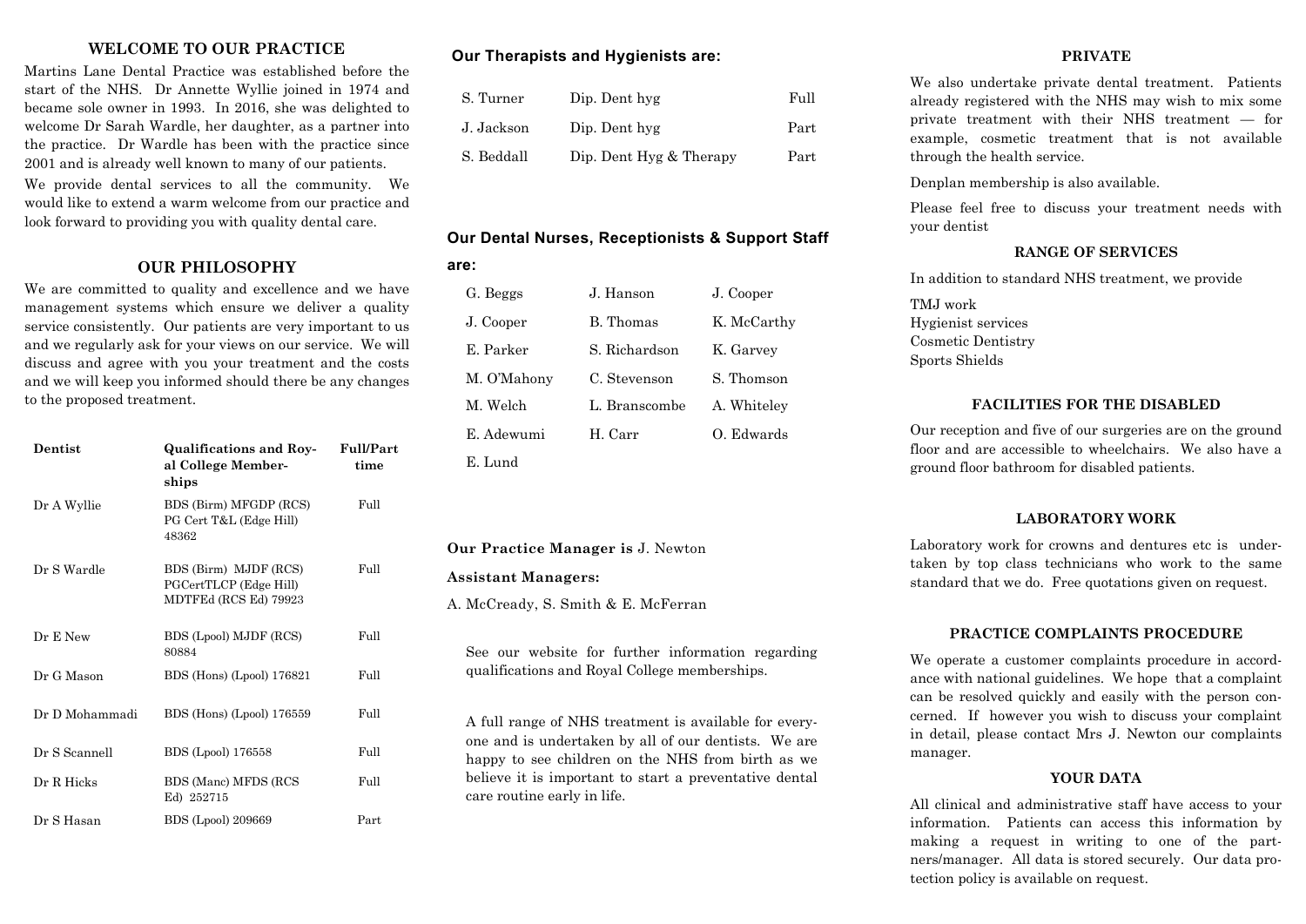## WELCOME TO OUR PRACTICE

Martins Lane Dental Practice was established before the start of the NHS. Dr Annette Wyllie joined in 1974 and became sole owner in 1993. In 2016, she was delighted to welcome Dr Sarah Wardle, her daughter, as a partner into the practice. Dr Wardle has been with the practice since 2001 and is already well known to many of our patients.

We provide dental services to all the community. We would like to extend a warm welcome from our practice and look forward to providing you with quality dental care.

## OUR PHILOSOPHY

We are committed to quality and excellence and we have management systems which ensure we deliver a quality service consistently. Our patients are very important to us and we regularly ask for your views on our service. We will discuss and agree with you your treatment and the costs and we will keep you informed should there be any changes to the proposed treatment.

| Dentist | Qualifications and Royal College Memberships | Full/Part time |
|---|---|---|
| Dr A Wyllie | BDS (Birm) MFGDP (RCS) PG Cert T&L (Edge Hill) 48362 | Full |
| Dr S Wardle | BDS (Birm) MJDF (RCS) PGCertTLCP (Edge Hill) MDTFEd (RCS Ed) 79923 | Full |
| Dr E New | BDS (Lpool) MJDF (RCS) 80884 | Full |
| Dr G Mason | BDS (Hons) (Lpool) 176821 | Full |
| Dr D Mohammadi | BDS (Hons) (Lpool) 176559 | Full |
| Dr S Scannell | BDS (Lpool) 176558 | Full |
| Dr R Hicks | BDS (Manc) MFDS (RCS Ed) 252715 | Full |
| Dr S Hasan | BDS (Lpool) 209669 | Part |

### Our Therapists and Hygienists are:

| | | |
|---|---|---|
| S. Turner | Dip. Dent hyg | Full |
| J. Jackson | Dip. Dent hyg | Part |
| S. Beddall | Dip. Dent Hyg & Therapy | Part |

### Our Dental Nurses, Receptionists & Support Staff are:

| | | |
|---|---|---|
| G. Beggs | J. Hanson | J. Cooper |
| J. Cooper | B. Thomas | K. McCarthy |
| E. Parker | S. Richardson | K. Garvey |
| M. O'Mahony | C. Stevenson | S. Thomson |
| M. Welch | L. Branscombe | A. Whiteley |
| E. Adewumi | H. Carr | O. Edwards |
| E. Lund | | |

**Our Practice Manager is** J. Newton

**Assistant Managers:**

A. McCready, S. Smith & E. McFerran

See our website for further information regarding qualifications and Royal College memberships.

A full range of NHS treatment is available for everyone and is undertaken by all of our dentists. We are happy to see children on the NHS from birth as we believe it is important to start a preventative dental care routine early in life.

## PRIVATE

We also undertake private dental treatment. Patients already registered with the NHS may wish to mix some private treatment with their NHS treatment — for example, cosmetic treatment that is not available through the health service.

Denplan membership is also available.

Please feel free to discuss your treatment needs with your dentist

## RANGE OF SERVICES

In addition to standard NHS treatment, we provide

TMJ work
Hygienist services
Cosmetic Dentistry
Sports Shields

## FACILITIES FOR THE DISABLED

Our reception and five of our surgeries are on the ground floor and are accessible to wheelchairs. We also have a ground floor bathroom for disabled patients.

## LABORATORY WORK

Laboratory work for crowns and dentures etc is undertaken by top class technicians who work to the same standard that we do. Free quotations given on request.

## PRACTICE COMPLAINTS PROCEDURE

We operate a customer complaints procedure in accordance with national guidelines. We hope that a complaint can be resolved quickly and easily with the person concerned. If however you wish to discuss your complaint in detail, please contact Mrs J. Newton our complaints manager.

## YOUR DATA

All clinical and administrative staff have access to your information. Patients can access this information by making a request in writing to one of the partners/manager. All data is stored securely. Our data protection policy is available on request.